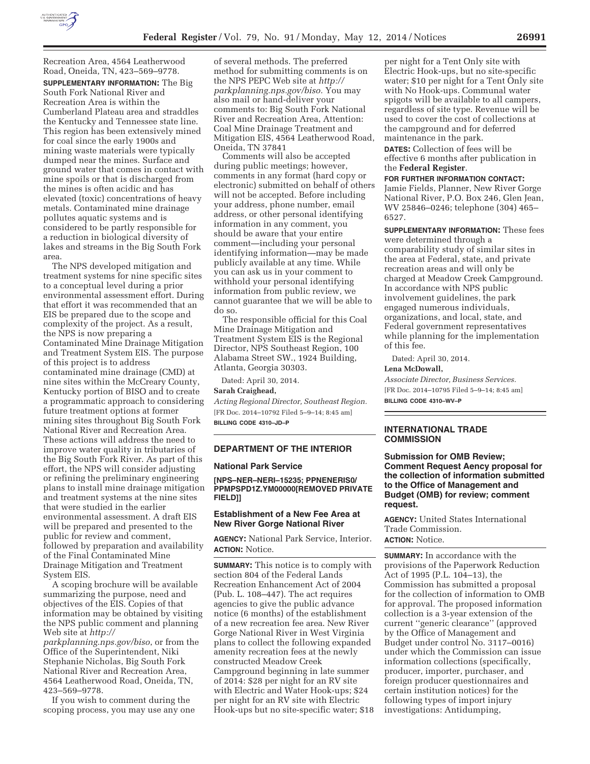Recreation Area, 4564 Leatherwood Road, Oneida, TN, 423–569–9778.

**SUPPLEMENTARY INFORMATION:** The Big South Fork National River and Recreation Area is within the Cumberland Plateau area and straddles the Kentucky and Tennessee state line. This region has been extensively mined for coal since the early 1900s and mining waste materials were typically dumped near the mines. Surface and ground water that comes in contact with mine spoils or that is discharged from the mines is often acidic and has elevated (toxic) concentrations of heavy metals. Contaminated mine drainage pollutes aquatic systems and is considered to be partly responsible for a reduction in biological diversity of lakes and streams in the Big South Fork area.

The NPS developed mitigation and treatment systems for nine specific sites to a conceptual level during a prior environmental assessment effort. During that effort it was recommended that an EIS be prepared due to the scope and complexity of the project. As a result, the NPS is now preparing a Contaminated Mine Drainage Mitigation and Treatment System EIS. The purpose of this project is to address contaminated mine drainage (CMD) at nine sites within the McCreary County, Kentucky portion of BISO and to create a programmatic approach to considering future treatment options at former mining sites throughout Big South Fork National River and Recreation Area. These actions will address the need to improve water quality in tributaries of the Big South Fork River. As part of this effort, the NPS will consider adjusting or refining the preliminary engineering plans to install mine drainage mitigation and treatment systems at the nine sites that were studied in the earlier environmental assessment. A draft EIS will be prepared and presented to the public for review and comment, followed by preparation and availability of the Final Contaminated Mine Drainage Mitigation and Treatment System EIS.

A scoping brochure will be available summarizing the purpose, need and objectives of the EIS. Copies of that information may be obtained by visiting the NPS public comment and planning Web site at *http://parkplanning.nps.gov/biso*, or from the Office of the Superintendent, Niki Stephanie Nicholas, Big South Fork National River and Recreation Area, 4564 Leatherwood Road, Oneida, TN, 423–569–9778.

If you wish to comment during the scoping process, you may use any one of several methods. The preferred method for submitting comments is on the NPS PEPC Web site at *http://parkplanning.nps.gov/biso*. You may also mail or hand-deliver your comments to: Big South Fork National River and Recreation Area, Attention: Coal Mine Drainage Treatment and Mitigation EIS, 4564 Leatherwood Road, Oneida, TN 37841

Comments will also be accepted during public meetings; however, comments in any format (hard copy or electronic) submitted on behalf of others will not be accepted. Before including your address, phone number, email address, or other personal identifying information in any comment, you should be aware that your entire comment—including your personal identifying information—may be made publicly available at any time. While you can ask us in your comment to withhold your personal identifying information from public review, we cannot guarantee that we will be able to do so.

The responsible official for this Coal Mine Drainage Mitigation and Treatment System EIS is the Regional Director, NPS Southeast Region, 100 Alabama Street SW., 1924 Building, Atlanta, Georgia 30303.

Dated: April 30, 2014.

**Sarah Craighead,**

*Acting Regional Director, Southeast Region.*

[FR Doc. 2014–10792 Filed 5–9–14; 8:45 am]

**BILLING CODE 4310–JD–P**

## DEPARTMENT OF THE INTERIOR

### National Park Service

**[NPS–NER–NERI–15235; PPNENERIS0/PPMPSPD1Z.YM00000[REMOVED PRIVATE FIELD]]**

### Establishment of a New Fee Area at New River Gorge National River

**AGENCY:** National Park Service, Interior.

**ACTION:** Notice.

**SUMMARY:** This notice is to comply with section 804 of the Federal Lands Recreation Enhancement Act of 2004 (Pub. L. 108–447). The act requires agencies to give the public advance notice (6 months) of the establishment of a new recreation fee area. New River Gorge National River in West Virginia plans to collect the following expanded amenity recreation fees at the newly constructed Meadow Creek Campground beginning in late summer of 2014: $28 per night for an RV site with Electric and Water Hook-ups; $24 per night for an RV site with Electric Hook-ups but no site-specific water; $18 per night for a Tent Only site with Electric Hook-ups, but no site-specific water; $10 per night for a Tent Only site with No Hook-ups. Communal water spigots will be available to all campers, regardless of site type. Revenue will be used to cover the cost of collections at the campground and for deferred maintenance in the park.

**DATES:** Collection of fees will be effective 6 months after publication in the **Federal Register**.

**FOR FURTHER INFORMATION CONTACT:** Jamie Fields, Planner, New River Gorge National River, P.O. Box 246, Glen Jean, WV 25846–0246; telephone (304) 465–6527.

**SUPPLEMENTARY INFORMATION:** These fees were determined through a comparability study of similar sites in the area at Federal, state, and private recreation areas and will only be charged at Meadow Creek Campground. In accordance with NPS public involvement guidelines, the park engaged numerous individuals, organizations, and local, state, and Federal government representatives while planning for the implementation of this fee.

Dated: April 30, 2014.

**Lena McDowall,**

*Associate Director, Business Services.*

[FR Doc. 2014–10795 Filed 5–9–14; 8:45 am]

**BILLING CODE 4310–WV–P**

## INTERNATIONAL TRADE COMMISSION

### Submission for OMB Review; Comment Request Aency proposal for the collection of information submitted to the Office of Management and Budget (OMB) for review; comment request.

**AGENCY:** United States International Trade Commission.

**ACTION:** Notice.

**SUMMARY:** In accordance with the provisions of the Paperwork Reduction Act of 1995 (P.L. 104–13), the Commission has submitted a proposal for the collection of information to OMB for approval. The proposed information collection is a 3-year extension of the current ''generic clearance'' (approved by the Office of Management and Budget under control No. 3117–0016) under which the Commission can issue information collections (specifically, producer, importer, purchaser, and foreign producer questionnaires and certain institution notices) for the following types of import injury investigations: Antidumping,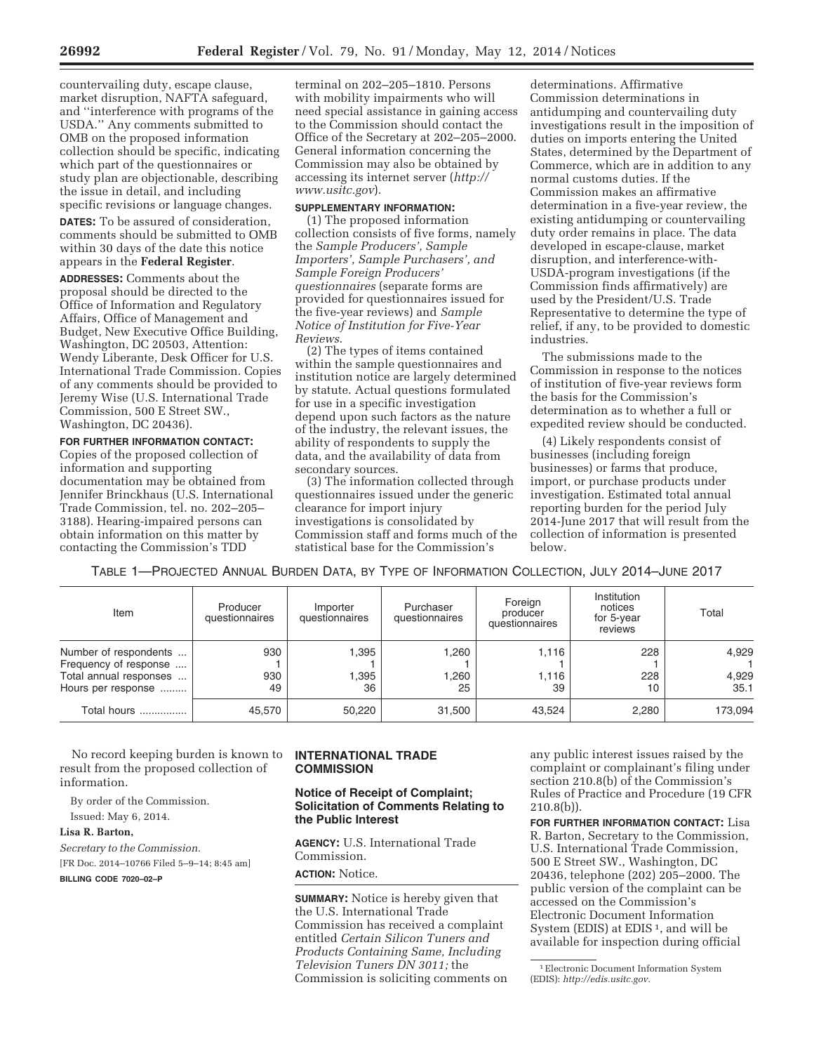countervailing duty, escape clause, market disruption, NAFTA safeguard, and "interference with programs of the USDA." Any comments submitted to OMB on the proposed information collection should be specific, indicating which part of the questionnaires or study plan are objectionable, describing the issue in detail, and including specific revisions or language changes.

**DATES:** To be assured of consideration, comments should be submitted to OMB within 30 days of the date this notice appears in the **Federal Register**.

**ADDRESSES:** Comments about the proposal should be directed to the Office of Information and Regulatory Affairs, Office of Management and Budget, New Executive Office Building, Washington, DC 20503, Attention: Wendy Liberante, Desk Officer for U.S. International Trade Commission. Copies of any comments should be provided to Jeremy Wise (U.S. International Trade Commission, 500 E Street SW., Washington, DC 20436).

**FOR FURTHER INFORMATION CONTACT:** Copies of the proposed collection of information and supporting documentation may be obtained from Jennifer Brinckhaus (U.S. International Trade Commission, tel. no. 202–205–3188). Hearing-impaired persons can obtain information on this matter by contacting the Commission's TDD terminal on 202–205–1810. Persons with mobility impairments who will need special assistance in gaining access to the Commission should contact the Office of the Secretary at 202–205–2000. General information concerning the Commission may also be obtained by accessing its internet server (*http://www.usitc.gov*).

**SUPPLEMENTARY INFORMATION:**

(1) The proposed information collection consists of five forms, namely the *Sample Producers', Sample Importers', Sample Purchasers', and Sample Foreign Producers' questionnaires* (separate forms are provided for questionnaires issued for the five-year reviews) and *Sample Notice of Institution for Five-Year Reviews*.

(2) The types of items contained within the sample questionnaires and institution notice are largely determined by statute. Actual questions formulated for use in a specific investigation depend upon such factors as the nature of the industry, the relevant issues, the ability of respondents to supply the data, and the availability of data from secondary sources.

(3) The information collected through questionnaires issued under the generic clearance for import injury investigations is consolidated by Commission staff and forms much of the statistical base for the Commission's determinations. Affirmative Commission determinations in antidumping and countervailing duty investigations result in the imposition of duties on imports entering the United States, determined by the Department of Commerce, which are in addition to any normal customs duties. If the Commission makes an affirmative determination in a five-year review, the existing antidumping or countervailing duty order remains in place. The data developed in escape-clause, market disruption, and interference-with-USDA-program investigations (if the Commission finds affirmatively) are used by the President/U.S. Trade Representative to determine the type of relief, if any, to be provided to domestic industries.

The submissions made to the Commission in response to the notices of institution of five-year reviews form the basis for the Commission's determination as to whether a full or expedited review should be conducted.

(4) Likely respondents consist of businesses (including foreign businesses) or farms that produce, import, or purchase products under investigation. Estimated total annual reporting burden for the period July 2014-June 2017 that will result from the collection of information is presented below.

TABLE 1—PROJECTED ANNUAL BURDEN DATA, BY TYPE OF INFORMATION COLLECTION, JULY 2014–JUNE 2017

| Item | Producer questionnaires | Importer questionnaires | Purchaser questionnaires | Foreign producer questionnaires | Institution notices for 5-year reviews | Total |
|---|---|---|---|---|---|---|
| Number of respondents | 930 | 1,395 | 1,260 | 1,116 | 228 | 4,929 |
| Frequency of response | 1 | 1 | 1 | 1 | 1 | 1 |
| Total annual responses | 930 | 1,395 | 1,260 | 1,116 | 228 | 4,929 |
| Hours per response | 49 | 36 | 25 | 39 | 10 | 35.1 |
| Total hours | 45,570 | 50,220 | 31,500 | 43,524 | 2,280 | 173,094 |

No record keeping burden is known to result from the proposed collection of information.

By order of the Commission.

Issued: May 6, 2014.

**Lisa R. Barton,**

*Secretary to the Commission.*

[FR Doc. 2014–10766 Filed 5–9–14; 8:45 am]

**BILLING CODE 7020–02–P**

## INTERNATIONAL TRADE COMMISSION

### Notice of Receipt of Complaint; Solicitation of Comments Relating to the Public Interest

**AGENCY:** U.S. International Trade Commission.

**ACTION:** Notice.

**SUMMARY:** Notice is hereby given that the U.S. International Trade Commission has received a complaint entitled *Certain Silicon Tuners and Products Containing Same, Including Television Tuners DN 3011;* the Commission is soliciting comments on any public interest issues raised by the complaint or complainant's filing under section 210.8(b) of the Commission's Rules of Practice and Procedure (19 CFR 210.8(b)).

**FOR FURTHER INFORMATION CONTACT:** Lisa R. Barton, Secretary to the Commission, U.S. International Trade Commission, 500 E Street SW., Washington, DC 20436, telephone (202) 205–2000. The public version of the complaint can be accessed on the Commission's Electronic Document Information System (EDIS) at EDIS [1], and will be available for inspection during official

[1] Electronic Document Information System (EDIS): *http://edis.usitc.gov.*